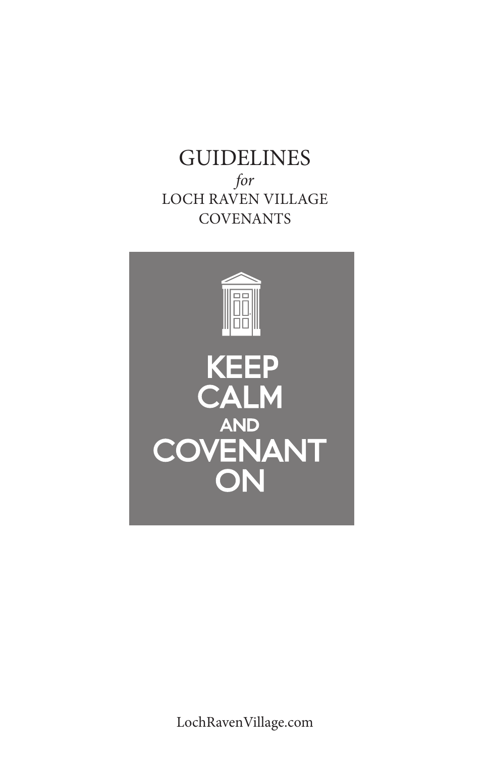# GUIDELINES

*for*

LOCH RAVEN VILLAGE COVENANTS

KEEP CALM AND COVENANT ON

LochRavenVillage.com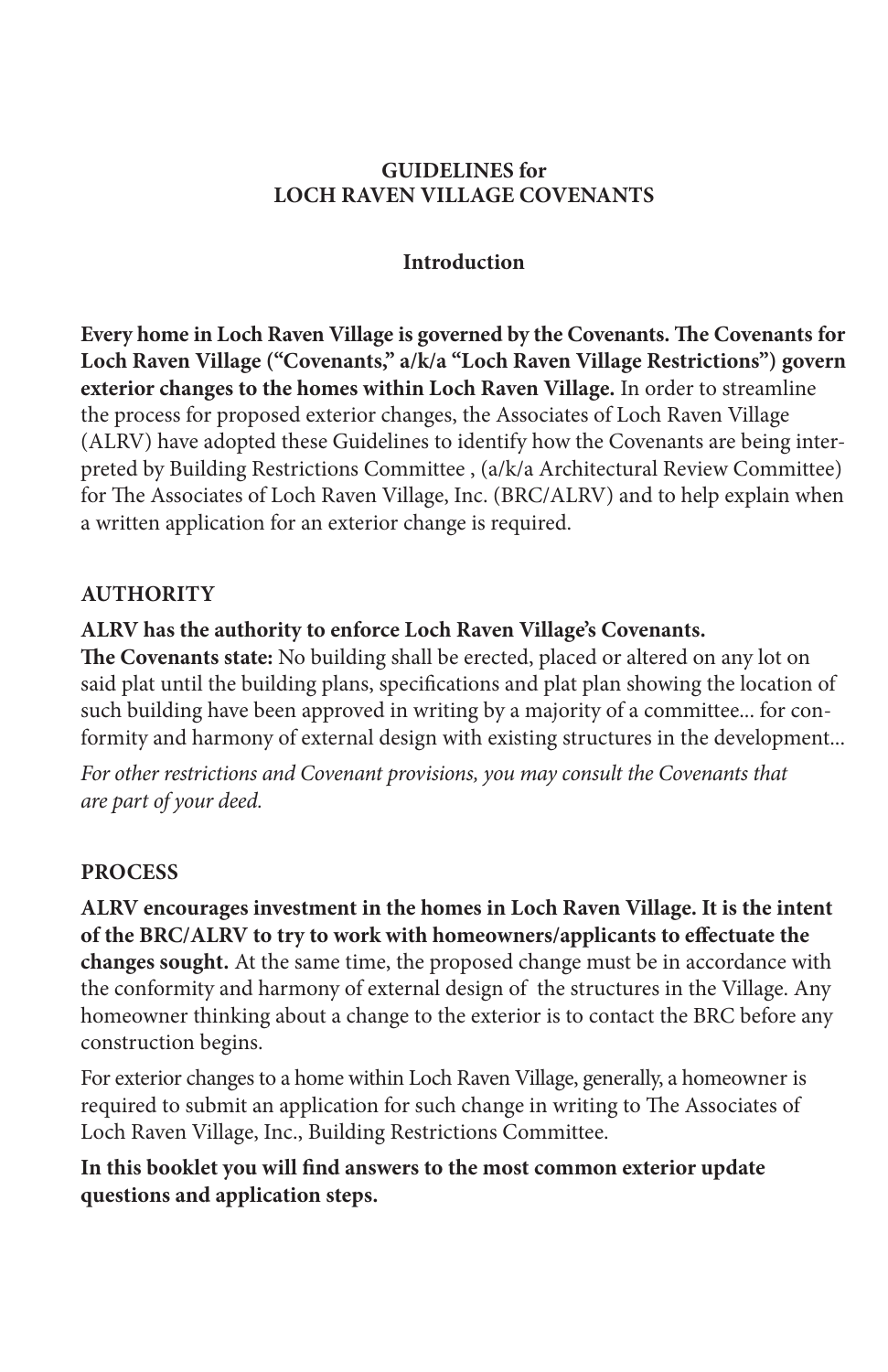# GUIDELINES for LOCH RAVEN VILLAGE COVENANTS

## Introduction

**Every home in Loch Raven Village is governed by the Covenants. The Covenants for Loch Raven Village ("Covenants," a/k/a "Loch Raven Village Restrictions") govern exterior changes to the homes within Loch Raven Village.** In order to streamline the process for proposed exterior changes, the Associates of Loch Raven Village (ALRV) have adopted these Guidelines to identify how the Covenants are being interpreted by Building Restrictions Committee , (a/k/a Architectural Review Committee) for The Associates of Loch Raven Village, Inc. (BRC/ALRV) and to help explain when a written application for an exterior change is required.

## AUTHORITY

**ALRV has the authority to enforce Loch Raven Village's Covenants.**
**The Covenants state:** No building shall be erected, placed or altered on any lot on said plat until the building plans, specifications and plat plan showing the location of such building have been approved in writing by a majority of a committee... for conformity and harmony of external design with existing structures in the development...

*For other restrictions and Covenant provisions, you may consult the Covenants that are part of your deed.*

## PROCESS

**ALRV encourages investment in the homes in Loch Raven Village. It is the intent of the BRC/ALRV to try to work with homeowners/applicants to effectuate the changes sought.** At the same time, the proposed change must be in accordance with the conformity and harmony of external design of the structures in the Village. Any homeowner thinking about a change to the exterior is to contact the BRC before any construction begins.

For exterior changes to a home within Loch Raven Village, generally, a homeowner is required to submit an application for such change in writing to The Associates of Loch Raven Village, Inc., Building Restrictions Committee.

**In this booklet you will find answers to the most common exterior update questions and application steps.**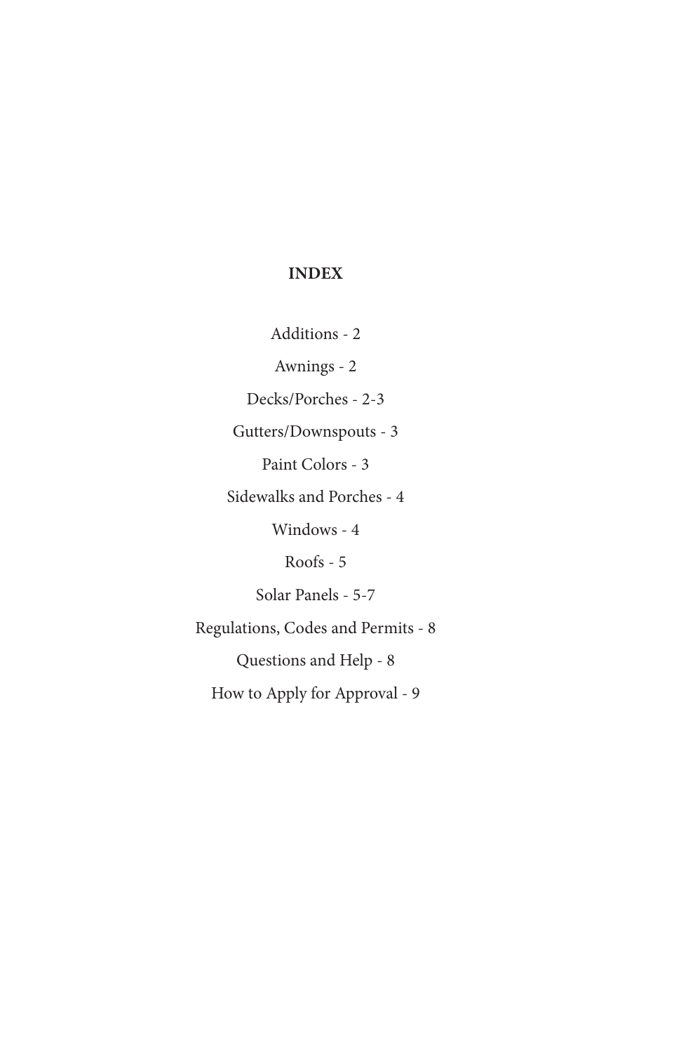## INDEX

Additions - 2

Awnings - 2

Decks/Porches - 2-3

Gutters/Downspouts - 3

Paint Colors - 3

Sidewalks and Porches - 4

Windows - 4

Roofs - 5

Solar Panels - 5-7

Regulations, Codes and Permits - 8

Questions and Help - 8

How to Apply for Approval - 9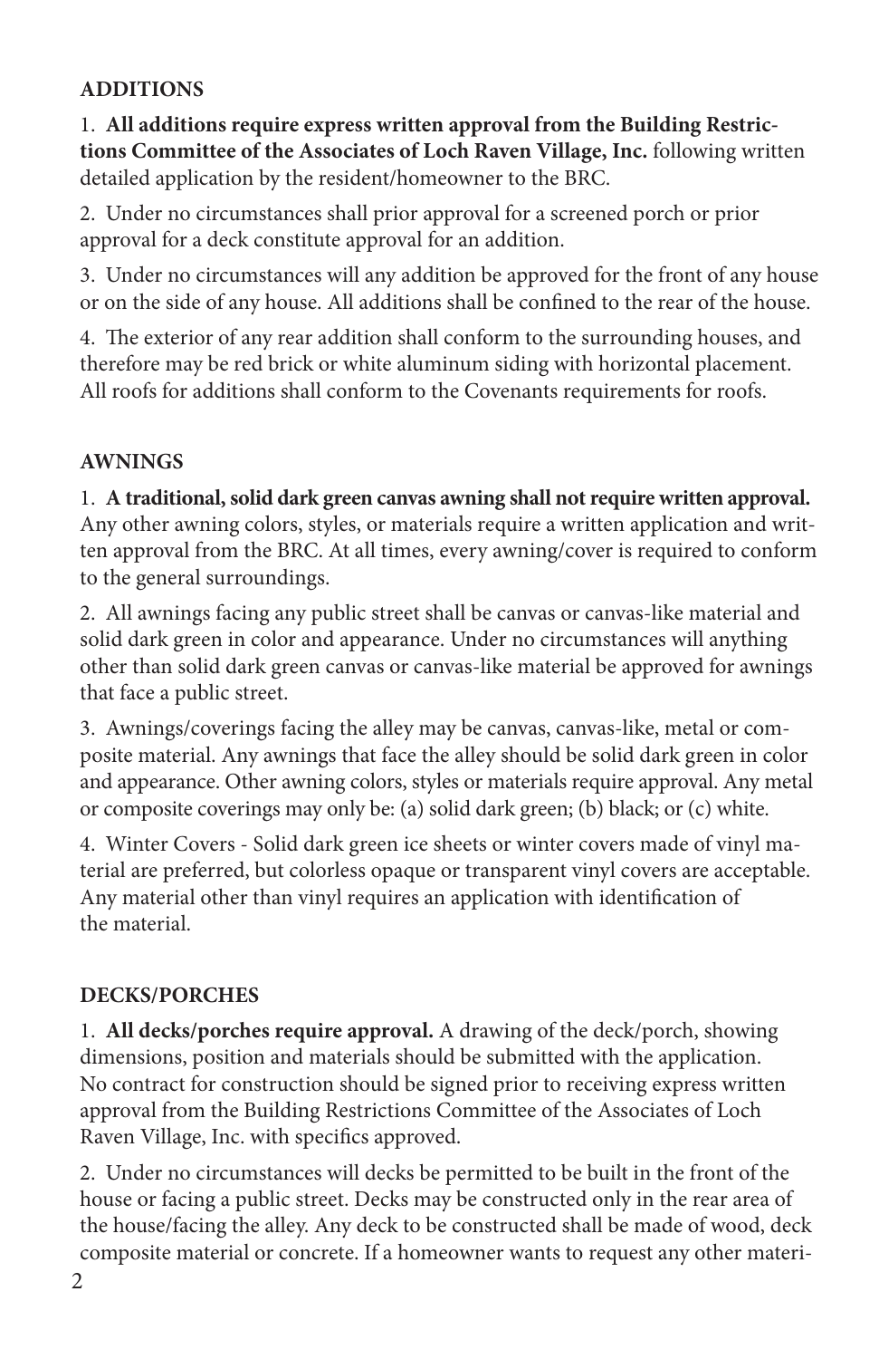## ADDITIONS

1. **All additions require express written approval from the Building Restrictions Committee of the Associates of Loch Raven Village, Inc.** following written detailed application by the resident/homeowner to the BRC.

2. Under no circumstances shall prior approval for a screened porch or prior approval for a deck constitute approval for an addition.

3. Under no circumstances will any addition be approved for the front of any house or on the side of any house. All additions shall be confined to the rear of the house.

4. The exterior of any rear addition shall conform to the surrounding houses, and therefore may be red brick or white aluminum siding with horizontal placement. All roofs for additions shall conform to the Covenants requirements for roofs.

## AWNINGS

1. **A traditional, solid dark green canvas awning shall not require written approval.** Any other awning colors, styles, or materials require a written application and written approval from the BRC. At all times, every awning/cover is required to conform to the general surroundings.

2. All awnings facing any public street shall be canvas or canvas-like material and solid dark green in color and appearance. Under no circumstances will anything other than solid dark green canvas or canvas-like material be approved for awnings that face a public street.

3. Awnings/coverings facing the alley may be canvas, canvas-like, metal or composite material. Any awnings that face the alley should be solid dark green in color and appearance. Other awning colors, styles or materials require approval. Any metal or composite coverings may only be: (a) solid dark green; (b) black; or (c) white.

4. Winter Covers - Solid dark green ice sheets or winter covers made of vinyl material are preferred, but colorless opaque or transparent vinyl covers are acceptable. Any material other than vinyl requires an application with identification of the material.

## DECKS/PORCHES

1. **All decks/porches require approval.** A drawing of the deck/porch, showing dimensions, position and materials should be submitted with the application. No contract for construction should be signed prior to receiving express written approval from the Building Restrictions Committee of the Associates of Loch Raven Village, Inc. with specifics approved.

2. Under no circumstances will decks be permitted to be built in the front of the house or facing a public street. Decks may be constructed only in the rear area of the house/facing the alley. Any deck to be constructed shall be made of wood, deck composite material or concrete. If a homeowner wants to request any other materi-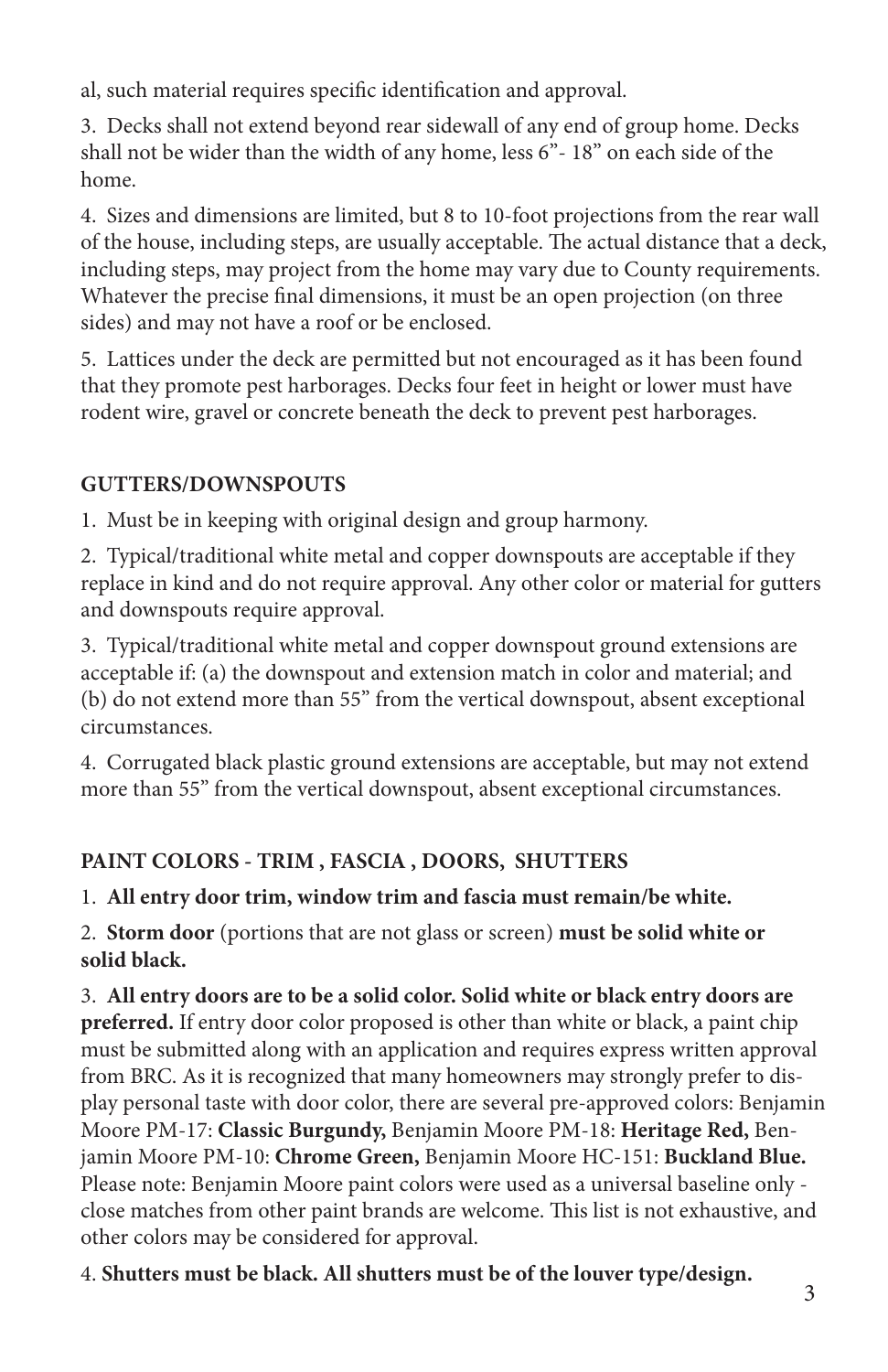al, such material requires specific identification and approval.

3. Decks shall not extend beyond rear sidewall of any end of group home. Decks shall not be wider than the width of any home, less 6"- 18" on each side of the home.

4. Sizes and dimensions are limited, but 8 to 10-foot projections from the rear wall of the house, including steps, are usually acceptable. The actual distance that a deck, including steps, may project from the home may vary due to County requirements. Whatever the precise final dimensions, it must be an open projection (on three sides) and may not have a roof or be enclosed.

5. Lattices under the deck are permitted but not encouraged as it has been found that they promote pest harborages. Decks four feet in height or lower must have rodent wire, gravel or concrete beneath the deck to prevent pest harborages.

## GUTTERS/DOWNSPOUTS

1. Must be in keeping with original design and group harmony.

2. Typical/traditional white metal and copper downspouts are acceptable if they replace in kind and do not require approval. Any other color or material for gutters and downspouts require approval.

3. Typical/traditional white metal and copper downspout ground extensions are acceptable if: (a) the downspout and extension match in color and material; and (b) do not extend more than 55" from the vertical downspout, absent exceptional circumstances.

4. Corrugated black plastic ground extensions are acceptable, but may not extend more than 55" from the vertical downspout, absent exceptional circumstances.

## PAINT COLORS - TRIM , FASCIA , DOORS, SHUTTERS

1. **All entry door trim, window trim and fascia must remain/be white.**

2. **Storm door** (portions that are not glass or screen) **must be solid white or solid black.**

3. **All entry doors are to be a solid color. Solid white or black entry doors are preferred.** If entry door color proposed is other than white or black, a paint chip must be submitted along with an application and requires express written approval from BRC. As it is recognized that many homeowners may strongly prefer to display personal taste with door color, there are several pre-approved colors: Benjamin Moore PM-17: **Classic Burgundy,** Benjamin Moore PM-18: **Heritage Red,** Benjamin Moore PM-10: **Chrome Green,** Benjamin Moore HC-151: **Buckland Blue.** Please note: Benjamin Moore paint colors were used as a universal baseline only - close matches from other paint brands are welcome. This list is not exhaustive, and other colors may be considered for approval.

4. **Shutters must be black. All shutters must be of the louver type/design.**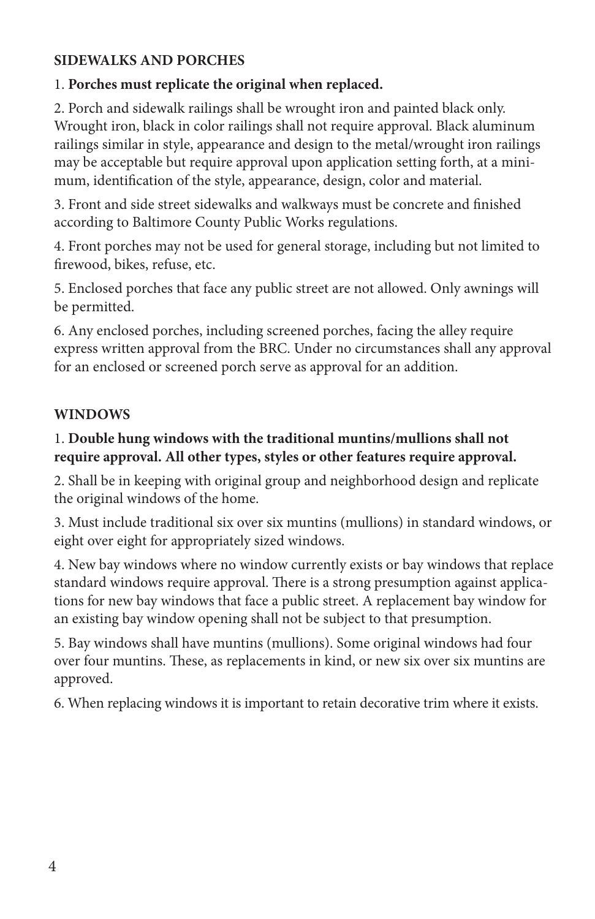## SIDEWALKS AND PORCHES

1. **Porches must replicate the original when replaced.**

2. Porch and sidewalk railings shall be wrought iron and painted black only. Wrought iron, black in color railings shall not require approval. Black aluminum railings similar in style, appearance and design to the metal/wrought iron railings may be acceptable but require approval upon application setting forth, at a minimum, identification of the style, appearance, design, color and material.

3. Front and side street sidewalks and walkways must be concrete and finished according to Baltimore County Public Works regulations.

4. Front porches may not be used for general storage, including but not limited to firewood, bikes, refuse, etc.

5. Enclosed porches that face any public street are not allowed. Only awnings will be permitted.

6. Any enclosed porches, including screened porches, facing the alley require express written approval from the BRC. Under no circumstances shall any approval for an enclosed or screened porch serve as approval for an addition.

## WINDOWS

1. **Double hung windows with the traditional muntins/mullions shall not require approval. All other types, styles or other features require approval.**

2. Shall be in keeping with original group and neighborhood design and replicate the original windows of the home.

3. Must include traditional six over six muntins (mullions) in standard windows, or eight over eight for appropriately sized windows.

4. New bay windows where no window currently exists or bay windows that replace standard windows require approval. There is a strong presumption against applications for new bay windows that face a public street. A replacement bay window for an existing bay window opening shall not be subject to that presumption.

5. Bay windows shall have muntins (mullions). Some original windows had four over four muntins. These, as replacements in kind, or new six over six muntins are approved.

6. When replacing windows it is important to retain decorative trim where it exists.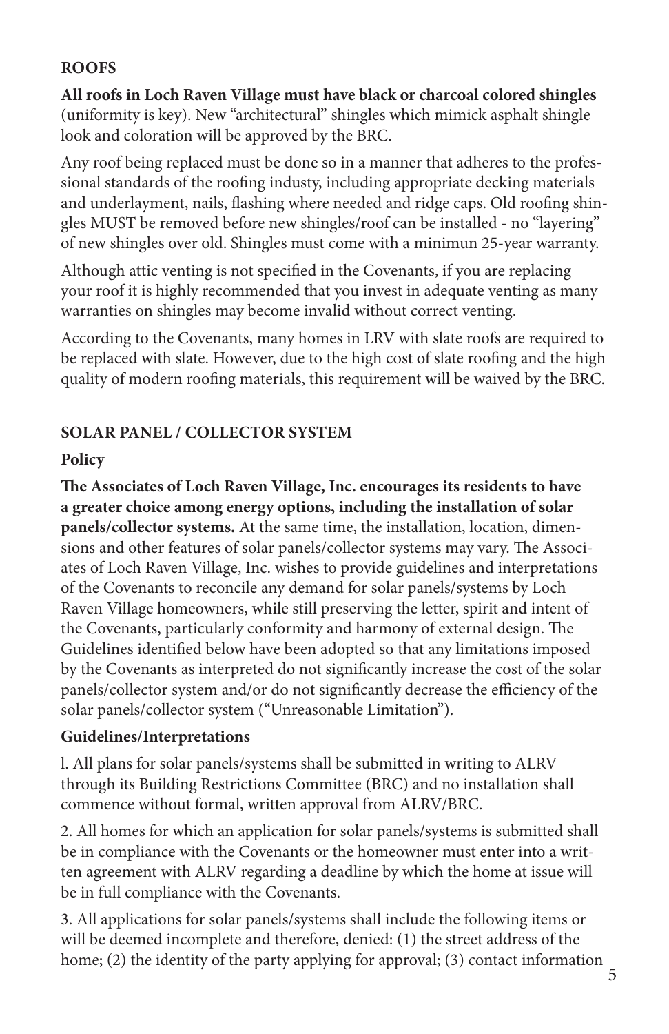## ROOFS

**All roofs in Loch Raven Village must have black or charcoal colored shingles** (uniformity is key). New "architectural" shingles which mimick asphalt shingle look and coloration will be approved by the BRC.

Any roof being replaced must be done so in a manner that adheres to the professional standards of the roofing industy, including appropriate decking materials and underlayment, nails, flashing where needed and ridge caps. Old roofing shingles MUST be removed before new shingles/roof can be installed - no "layering" of new shingles over old. Shingles must come with a minimun 25-year warranty.

Although attic venting is not specified in the Covenants, if you are replacing your roof it is highly recommended that you invest in adequate venting as many warranties on shingles may become invalid without correct venting.

According to the Covenants, many homes in LRV with slate roofs are required to be replaced with slate. However, due to the high cost of slate roofing and the high quality of modern roofing materials, this requirement will be waived by the BRC.

## SOLAR PANEL / COLLECTOR SYSTEM

### Policy

**The Associates of Loch Raven Village, Inc. encourages its residents to have a greater choice among energy options, including the installation of solar panels/collector systems.** At the same time, the installation, location, dimensions and other features of solar panels/collector systems may vary. The Associates of Loch Raven Village, Inc. wishes to provide guidelines and interpretations of the Covenants to reconcile any demand for solar panels/systems by Loch Raven Village homeowners, while still preserving the letter, spirit and intent of the Covenants, particularly conformity and harmony of external design. The Guidelines identified below have been adopted so that any limitations imposed by the Covenants as interpreted do not significantly increase the cost of the solar panels/collector system and/or do not significantly decrease the efficiency of the solar panels/collector system ("Unreasonable Limitation").

### Guidelines/Interpretations

l. All plans for solar panels/systems shall be submitted in writing to ALRV through its Building Restrictions Committee (BRC) and no installation shall commence without formal, written approval from ALRV/BRC.

2. All homes for which an application for solar panels/systems is submitted shall be in compliance with the Covenants or the homeowner must enter into a written agreement with ALRV regarding a deadline by which the home at issue will be in full compliance with the Covenants.

3. All applications for solar panels/systems shall include the following items or will be deemed incomplete and therefore, denied: (1) the street address of the home; (2) the identity of the party applying for approval; (3) contact information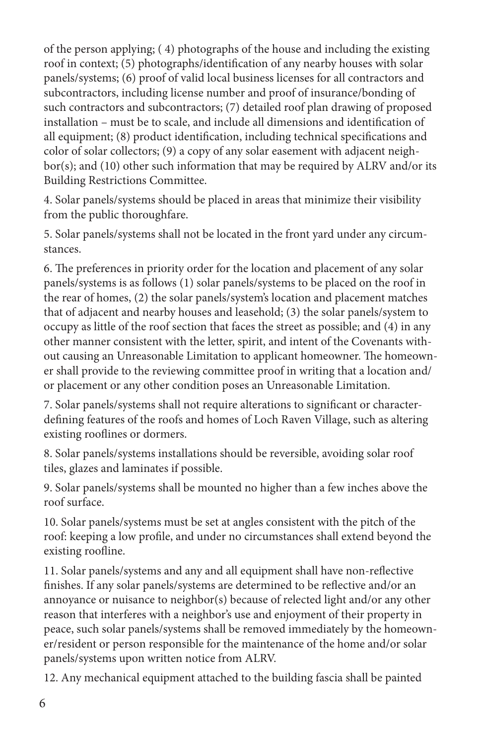of the person applying; ( 4) photographs of the house and including the existing roof in context; (5) photographs/identification of any nearby houses with solar panels/systems; (6) proof of valid local business licenses for all contractors and subcontractors, including license number and proof of insurance/bonding of such contractors and subcontractors; (7) detailed roof plan drawing of proposed installation – must be to scale, and include all dimensions and identification of all equipment; (8) product identification, including technical specifications and color of solar collectors; (9) a copy of any solar easement with adjacent neighbor(s); and (10) other such information that may be required by ALRV and/or its Building Restrictions Committee.

4. Solar panels/systems should be placed in areas that minimize their visibility from the public thoroughfare.

5. Solar panels/systems shall not be located in the front yard under any circumstances.

6. The preferences in priority order for the location and placement of any solar panels/systems is as follows (1) solar panels/systems to be placed on the roof in the rear of homes, (2) the solar panels/system's location and placement matches that of adjacent and nearby houses and leasehold; (3) the solar panels/system to occupy as little of the roof section that faces the street as possible; and (4) in any other manner consistent with the letter, spirit, and intent of the Covenants without causing an Unreasonable Limitation to applicant homeowner. The homeowner shall provide to the reviewing committee proof in writing that a location and/or placement or any other condition poses an Unreasonable Limitation.

7. Solar panels/systems shall not require alterations to significant or character-defining features of the roofs and homes of Loch Raven Village, such as altering existing rooflines or dormers.

8. Solar panels/systems installations should be reversible, avoiding solar roof tiles, glazes and laminates if possible.

9. Solar panels/systems shall be mounted no higher than a few inches above the roof surface.

10. Solar panels/systems must be set at angles consistent with the pitch of the roof: keeping a low profile, and under no circumstances shall extend beyond the existing roofline.

11. Solar panels/systems and any and all equipment shall have non-reflective finishes. If any solar panels/systems are determined to be reflective and/or an annoyance or nuisance to neighbor(s) because of relected light and/or any other reason that interferes with a neighbor's use and enjoyment of their property in peace, such solar panels/systems shall be removed immediately by the homeowner/resident or person responsible for the maintenance of the home and/or solar panels/systems upon written notice from ALRV.

12. Any mechanical equipment attached to the building fascia shall be painted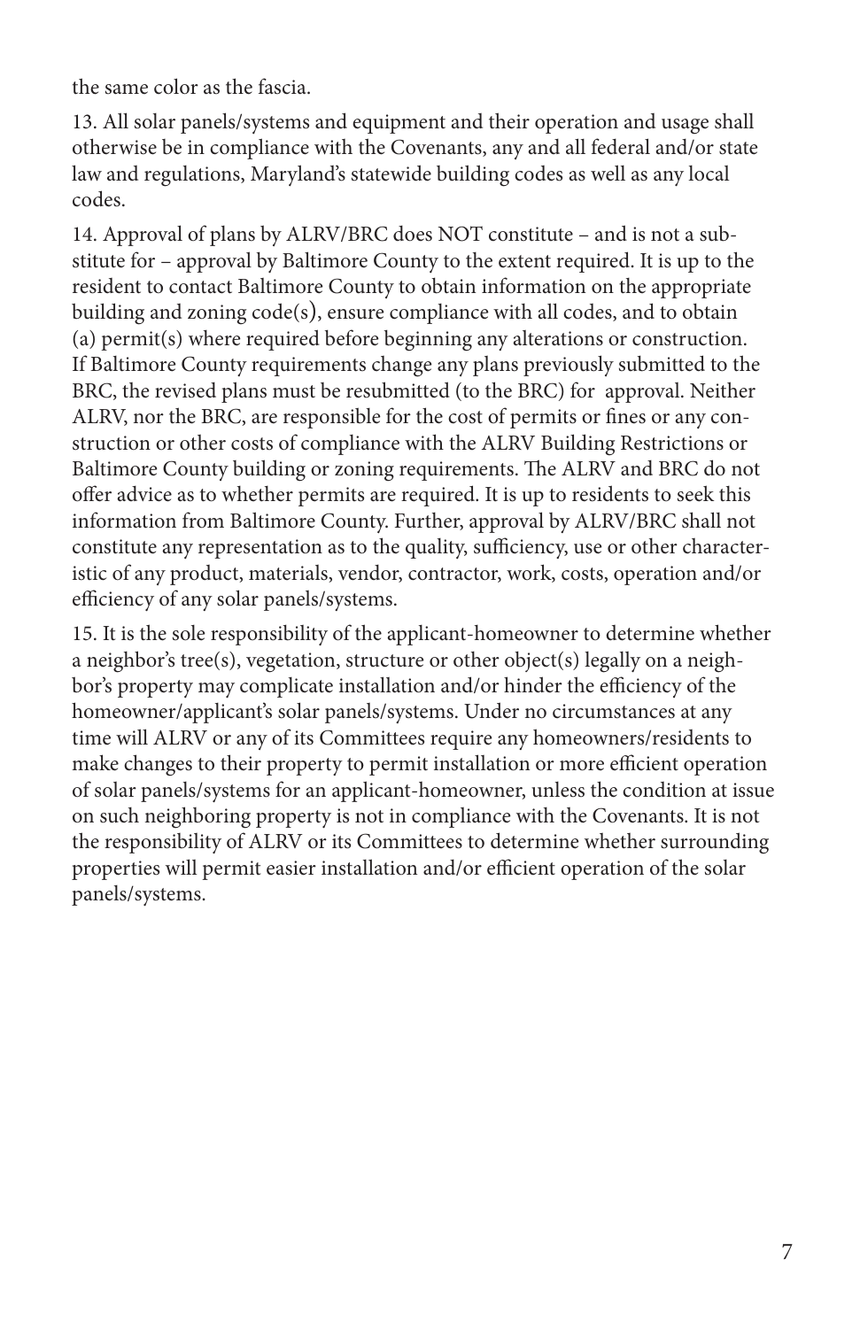the same color as the fascia.

13. All solar panels/systems and equipment and their operation and usage shall otherwise be in compliance with the Covenants, any and all federal and/or state law and regulations, Maryland's statewide building codes as well as any local codes.

14. Approval of plans by ALRV/BRC does NOT constitute – and is not a substitute for – approval by Baltimore County to the extent required. It is up to the resident to contact Baltimore County to obtain information on the appropriate building and zoning code(s), ensure compliance with all codes, and to obtain (a) permit(s) where required before beginning any alterations or construction. If Baltimore County requirements change any plans previously submitted to the BRC, the revised plans must be resubmitted (to the BRC) for approval. Neither ALRV, nor the BRC, are responsible for the cost of permits or fines or any construction or other costs of compliance with the ALRV Building Restrictions or Baltimore County building or zoning requirements. The ALRV and BRC do not offer advice as to whether permits are required. It is up to residents to seek this information from Baltimore County. Further, approval by ALRV/BRC shall not constitute any representation as to the quality, sufficiency, use or other characteristic of any product, materials, vendor, contractor, work, costs, operation and/or efficiency of any solar panels/systems.

15. It is the sole responsibility of the applicant-homeowner to determine whether a neighbor's tree(s), vegetation, structure or other object(s) legally on a neighbor's property may complicate installation and/or hinder the efficiency of the homeowner/applicant's solar panels/systems. Under no circumstances at any time will ALRV or any of its Committees require any homeowners/residents to make changes to their property to permit installation or more efficient operation of solar panels/systems for an applicant-homeowner, unless the condition at issue on such neighboring property is not in compliance with the Covenants. It is not the responsibility of ALRV or its Committees to determine whether surrounding properties will permit easier installation and/or efficient operation of the solar panels/systems.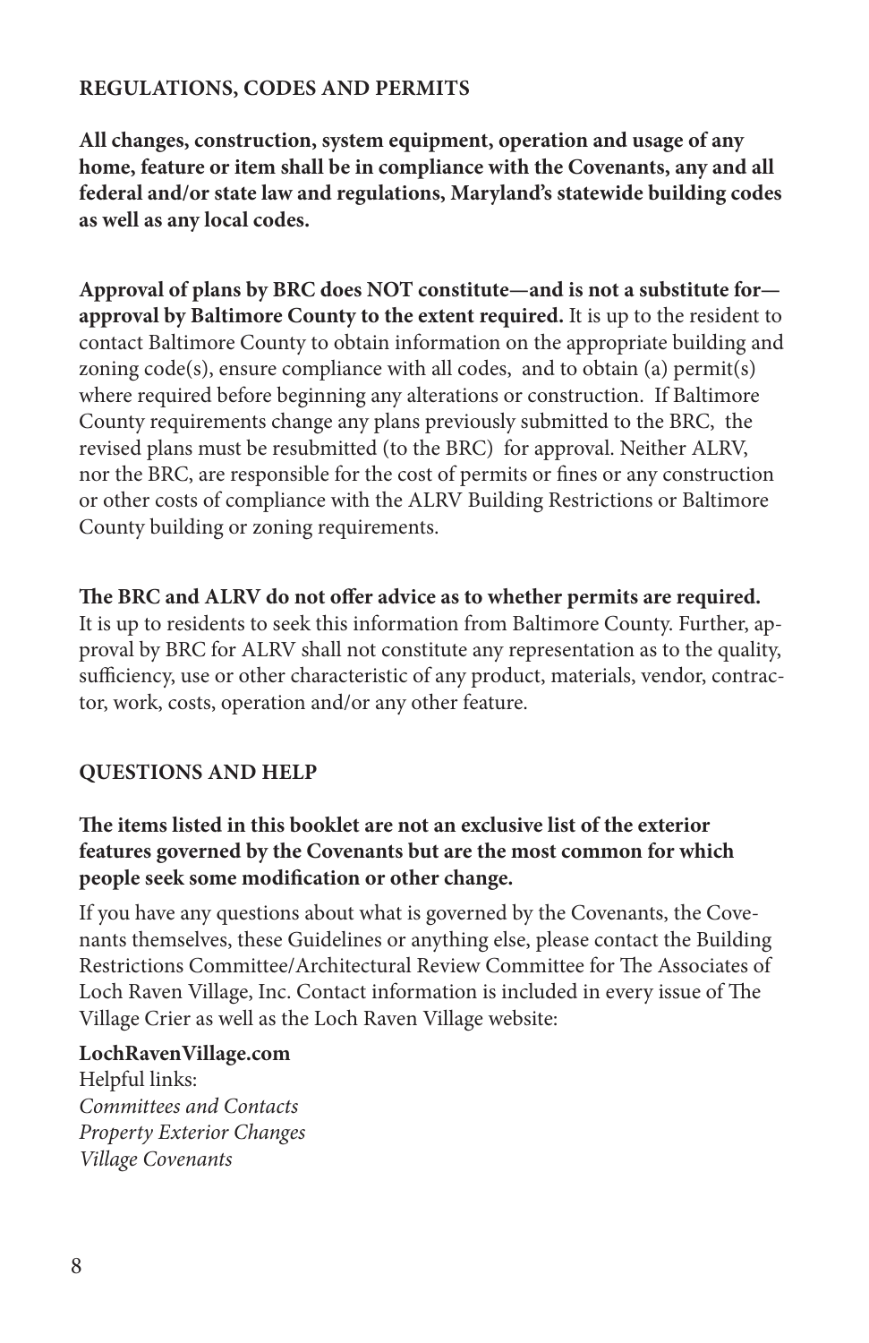## REGULATIONS, CODES AND PERMITS

**All changes, construction, system equipment, operation and usage of any home, feature or item shall be in compliance with the Covenants, any and all federal and/or state law and regulations, Maryland's statewide building codes as well as any local codes.**

**Approval of plans by BRC does NOT constitute—and is not a substitute for—approval by Baltimore County to the extent required.** It is up to the resident to contact Baltimore County to obtain information on the appropriate building and zoning code(s), ensure compliance with all codes, and to obtain (a) permit(s) where required before beginning any alterations or construction. If Baltimore County requirements change any plans previously submitted to the BRC, the revised plans must be resubmitted (to the BRC) for approval. Neither ALRV, nor the BRC, are responsible for the cost of permits or fines or any construction or other costs of compliance with the ALRV Building Restrictions or Baltimore County building or zoning requirements.

**The BRC and ALRV do not offer advice as to whether permits are required.** It is up to residents to seek this information from Baltimore County. Further, approval by BRC for ALRV shall not constitute any representation as to the quality, sufficiency, use or other characteristic of any product, materials, vendor, contractor, work, costs, operation and/or any other feature.

## QUESTIONS AND HELP

**The items listed in this booklet are not an exclusive list of the exterior features governed by the Covenants but are the most common for which people seek some modification or other change.**

If you have any questions about what is governed by the Covenants, the Covenants themselves, these Guidelines or anything else, please contact the Building Restrictions Committee/Architectural Review Committee for The Associates of Loch Raven Village, Inc. Contact information is included in every issue of The Village Crier as well as the Loch Raven Village website:

**LochRavenVillage.com**
Helpful links:
*Committees and Contacts*
*Property Exterior Changes*
*Village Covenants*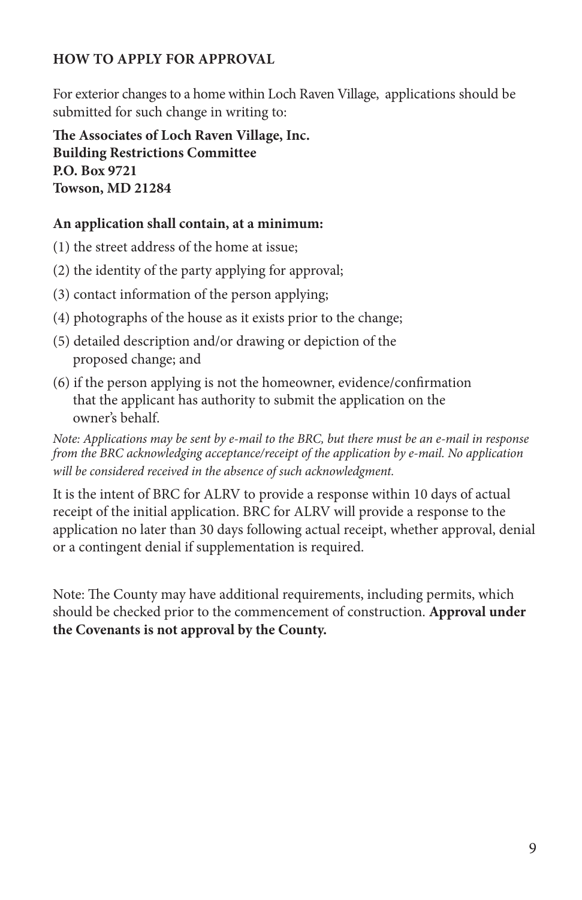## HOW TO APPLY FOR APPROVAL

For exterior changes to a home within Loch Raven Village, applications should be submitted for such change in writing to:

**The Associates of Loch Raven Village, Inc.**
**Building Restrictions Committee**
**P.O. Box 9721**
**Towson, MD 21284**

**An application shall contain, at a minimum:**

(1) the street address of the home at issue;

(2) the identity of the party applying for approval;

(3) contact information of the person applying;

(4) photographs of the house as it exists prior to the change;

(5) detailed description and/or drawing or depiction of the proposed change; and

(6) if the person applying is not the homeowner, evidence/confirmation that the applicant has authority to submit the application on the owner's behalf.

*Note: Applications may be sent by e-mail to the BRC, but there must be an e-mail in response from the BRC acknowledging acceptance/receipt of the application by e-mail. No application will be considered received in the absence of such acknowledgment.*

It is the intent of BRC for ALRV to provide a response within 10 days of actual receipt of the initial application. BRC for ALRV will provide a response to the application no later than 30 days following actual receipt, whether approval, denial or a contingent denial if supplementation is required.

Note: The County may have additional requirements, including permits, which should be checked prior to the commencement of construction. **Approval under the Covenants is not approval by the County.**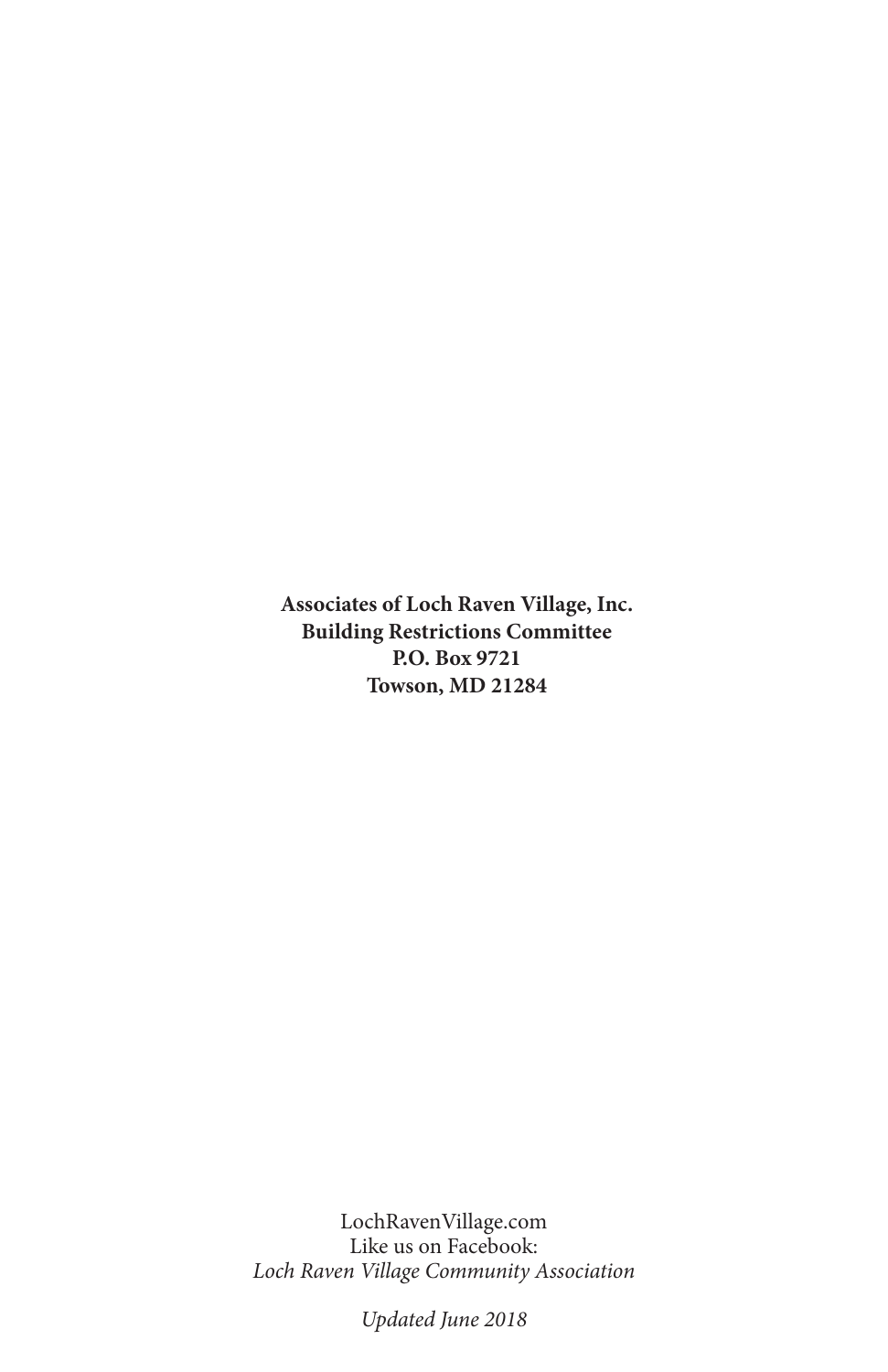**Associates of Loch Raven Village, Inc.**
**Building Restrictions Committee**
**P.O. Box 9721**
**Towson, MD 21284**

LochRavenVillage.com
Like us on Facebook:
*Loch Raven Village Community Association*

*Updated June 2018*